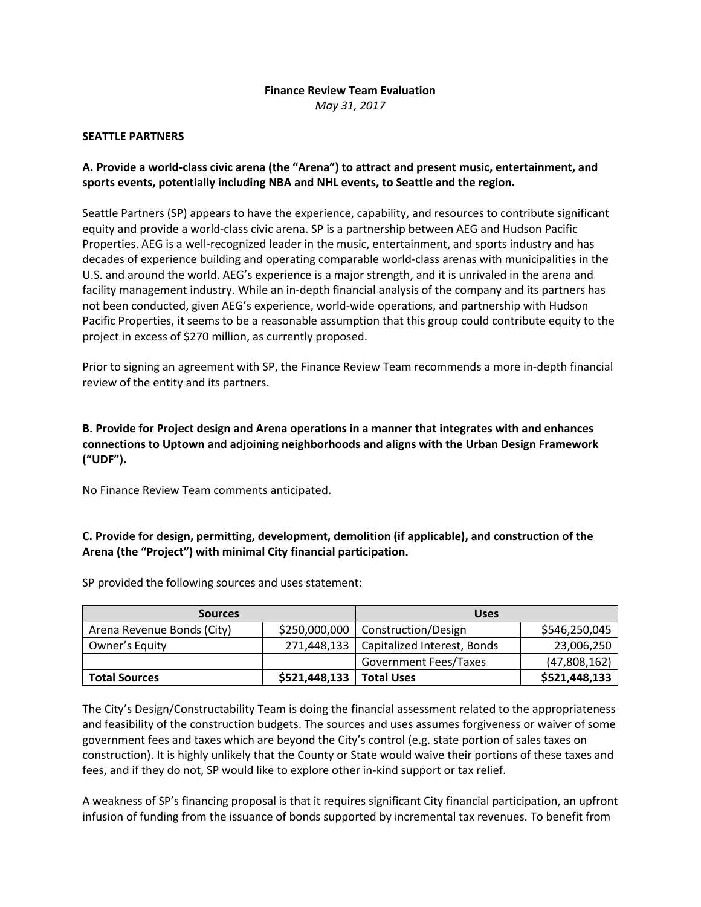**Finance Review Team Evaluation**

*May 31, 2017*

**SEATTLE PARTNERS**

**A. Provide a world-class civic arena (the "Arena") to attract and present music, entertainment, and sports events, potentially including NBA and NHL events, to Seattle and the region.**

Seattle Partners (SP) appears to have the experience, capability, and resources to contribute significant equity and provide a world-class civic arena. SP is a partnership between AEG and Hudson Pacific Properties. AEG is a well-recognized leader in the music, entertainment, and sports industry and has decades of experience building and operating comparable world-class arenas with municipalities in the U.S. and around the world. AEG's experience is a major strength, and it is unrivaled in the arena and facility management industry. While an in-depth financial analysis of the company and its partners has not been conducted, given AEG's experience, world-wide operations, and partnership with Hudson Pacific Properties, it seems to be a reasonable assumption that this group could contribute equity to the project in excess of $270 million, as currently proposed.

Prior to signing an agreement with SP, the Finance Review Team recommends a more in-depth financial review of the entity and its partners.

**B. Provide for Project design and Arena operations in a manner that integrates with and enhances connections to Uptown and adjoining neighborhoods and aligns with the Urban Design Framework ("UDF").**

No Finance Review Team comments anticipated.

**C. Provide for design, permitting, development, demolition (if applicable), and construction of the Arena (the "Project") with minimal City financial participation.**

SP provided the following sources and uses statement:

| Sources | | Uses | |
|---|---|---|---|
| Arena Revenue Bonds (City) | $250,000,000 | Construction/Design | $546,250,045 |
| Owner's Equity | 271,448,133 | Capitalized Interest, Bonds | 23,006,250 |
| | | Government Fees/Taxes | (47,808,162) |
| **Total Sources** | **$521,448,133** | **Total Uses** | **$521,448,133** |

The City's Design/Constructability Team is doing the financial assessment related to the appropriateness and feasibility of the construction budgets. The sources and uses assumes forgiveness or waiver of some government fees and taxes which are beyond the City's control (e.g. state portion of sales taxes on construction). It is highly unlikely that the County or State would waive their portions of these taxes and fees, and if they do not, SP would like to explore other in-kind support or tax relief.

A weakness of SP's financing proposal is that it requires significant City financial participation, an upfront infusion of funding from the issuance of bonds supported by incremental tax revenues. To benefit from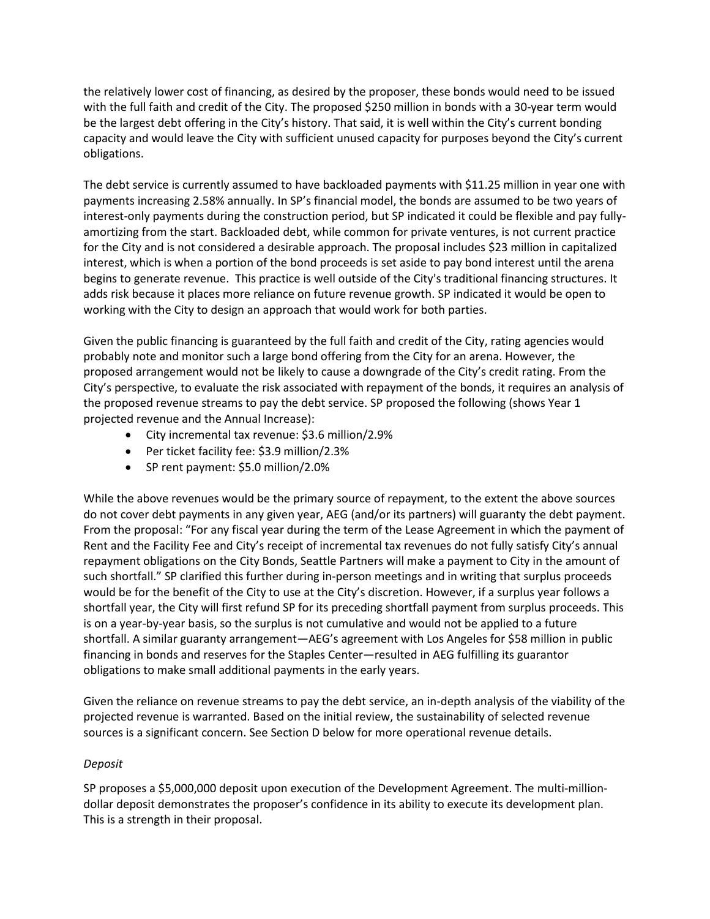the relatively lower cost of financing, as desired by the proposer, these bonds would need to be issued with the full faith and credit of the City. The proposed $250 million in bonds with a 30-year term would be the largest debt offering in the City's history. That said, it is well within the City's current bonding capacity and would leave the City with sufficient unused capacity for purposes beyond the City's current obligations.

The debt service is currently assumed to have backloaded payments with $11.25 million in year one with payments increasing 2.58% annually. In SP's financial model, the bonds are assumed to be two years of interest-only payments during the construction period, but SP indicated it could be flexible and pay fully-amortizing from the start. Backloaded debt, while common for private ventures, is not current practice for the City and is not considered a desirable approach. The proposal includes $23 million in capitalized interest, which is when a portion of the bond proceeds is set aside to pay bond interest until the arena begins to generate revenue. This practice is well outside of the City's traditional financing structures. It adds risk because it places more reliance on future revenue growth. SP indicated it would be open to working with the City to design an approach that would work for both parties.

Given the public financing is guaranteed by the full faith and credit of the City, rating agencies would probably note and monitor such a large bond offering from the City for an arena. However, the proposed arrangement would not be likely to cause a downgrade of the City's credit rating. From the City's perspective, to evaluate the risk associated with repayment of the bonds, it requires an analysis of the proposed revenue streams to pay the debt service. SP proposed the following (shows Year 1 projected revenue and the Annual Increase):

- City incremental tax revenue: $3.6 million/2.9%
- Per ticket facility fee: $3.9 million/2.3%
- SP rent payment: $5.0 million/2.0%

While the above revenues would be the primary source of repayment, to the extent the above sources do not cover debt payments in any given year, AEG (and/or its partners) will guaranty the debt payment. From the proposal: "For any fiscal year during the term of the Lease Agreement in which the payment of Rent and the Facility Fee and City's receipt of incremental tax revenues do not fully satisfy City's annual repayment obligations on the City Bonds, Seattle Partners will make a payment to City in the amount of such shortfall." SP clarified this further during in-person meetings and in writing that surplus proceeds would be for the benefit of the City to use at the City's discretion. However, if a surplus year follows a shortfall year, the City will first refund SP for its preceding shortfall payment from surplus proceeds. This is on a year-by-year basis, so the surplus is not cumulative and would not be applied to a future shortfall. A similar guaranty arrangement—AEG's agreement with Los Angeles for $58 million in public financing in bonds and reserves for the Staples Center—resulted in AEG fulfilling its guarantor obligations to make small additional payments in the early years.

Given the reliance on revenue streams to pay the debt service, an in-depth analysis of the viability of the projected revenue is warranted. Based on the initial review, the sustainability of selected revenue sources is a significant concern. See Section D below for more operational revenue details.

*Deposit*

SP proposes a $5,000,000 deposit upon execution of the Development Agreement. The multi-million-dollar deposit demonstrates the proposer's confidence in its ability to execute its development plan. This is a strength in their proposal.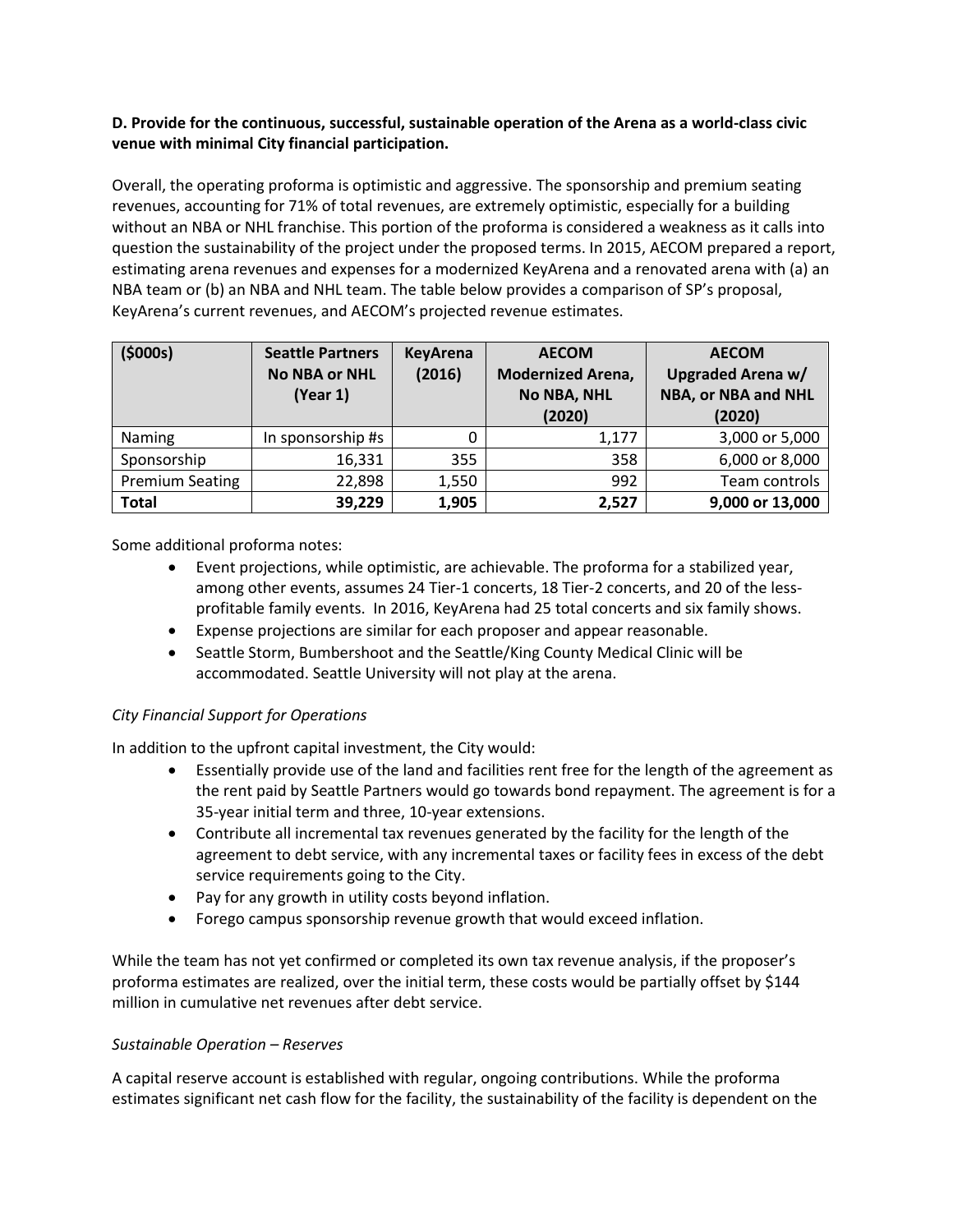**D. Provide for the continuous, successful, sustainable operation of the Arena as a world-class civic venue with minimal City financial participation.**

Overall, the operating proforma is optimistic and aggressive. The sponsorship and premium seating revenues, accounting for 71% of total revenues, are extremely optimistic, especially for a building without an NBA or NHL franchise. This portion of the proforma is considered a weakness as it calls into question the sustainability of the project under the proposed terms. In 2015, AECOM prepared a report, estimating arena revenues and expenses for a modernized KeyArena and a renovated arena with (a) an NBA team or (b) an NBA and NHL team. The table below provides a comparison of SP's proposal, KeyArena's current revenues, and AECOM's projected revenue estimates.

| ($000s) | Seattle Partners No NBA or NHL (Year 1) | KeyArena (2016) | AECOM Modernized Arena, No NBA, NHL (2020) | AECOM Upgraded Arena w/ NBA, or NBA and NHL (2020) |
|---|---|---|---|---|
| Naming | In sponsorship #s | 0 | 1,177 | 3,000 or 5,000 |
| Sponsorship | 16,331 | 355 | 358 | 6,000 or 8,000 |
| Premium Seating | 22,898 | 1,550 | 992 | Team controls |
| **Total** | **39,229** | **1,905** | **2,527** | **9,000 or 13,000** |

Some additional proforma notes:

- Event projections, while optimistic, are achievable. The proforma for a stabilized year, among other events, assumes 24 Tier-1 concerts, 18 Tier-2 concerts, and 20 of the less-profitable family events. In 2016, KeyArena had 25 total concerts and six family shows.
- Expense projections are similar for each proposer and appear reasonable.
- Seattle Storm, Bumbershoot and the Seattle/King County Medical Clinic will be accommodated. Seattle University will not play at the arena.

*City Financial Support for Operations*

In addition to the upfront capital investment, the City would:

- Essentially provide use of the land and facilities rent free for the length of the agreement as the rent paid by Seattle Partners would go towards bond repayment. The agreement is for a 35-year initial term and three, 10-year extensions.
- Contribute all incremental tax revenues generated by the facility for the length of the agreement to debt service, with any incremental taxes or facility fees in excess of the debt service requirements going to the City.
- Pay for any growth in utility costs beyond inflation.
- Forego campus sponsorship revenue growth that would exceed inflation.

While the team has not yet confirmed or completed its own tax revenue analysis, if the proposer's proforma estimates are realized, over the initial term, these costs would be partially offset by $144 million in cumulative net revenues after debt service.

*Sustainable Operation – Reserves*

A capital reserve account is established with regular, ongoing contributions. While the proforma estimates significant net cash flow for the facility, the sustainability of the facility is dependent on the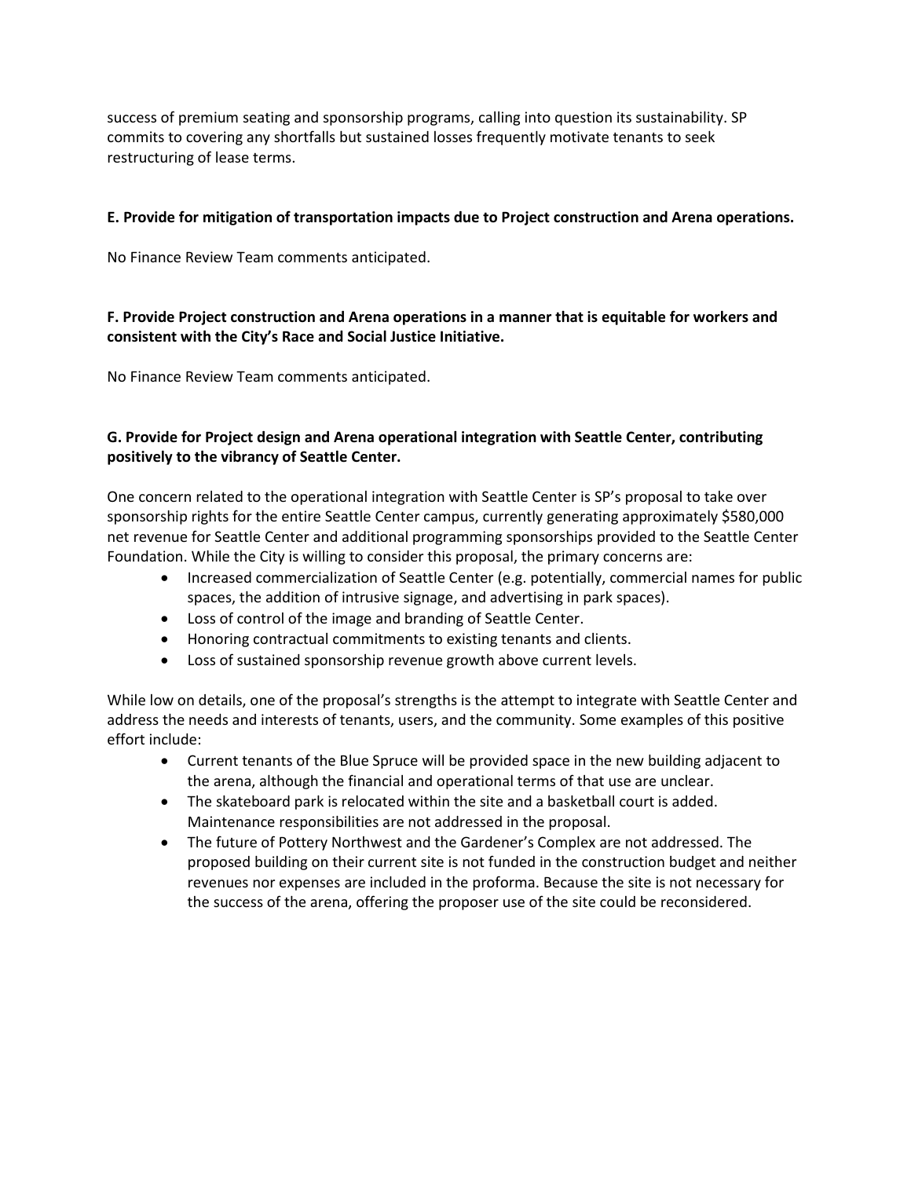success of premium seating and sponsorship programs, calling into question its sustainability. SP commits to covering any shortfalls but sustained losses frequently motivate tenants to seek restructuring of lease terms.

**E. Provide for mitigation of transportation impacts due to Project construction and Arena operations.**

No Finance Review Team comments anticipated.

**F. Provide Project construction and Arena operations in a manner that is equitable for workers and consistent with the City's Race and Social Justice Initiative.**

No Finance Review Team comments anticipated.

**G. Provide for Project design and Arena operational integration with Seattle Center, contributing positively to the vibrancy of Seattle Center.**

One concern related to the operational integration with Seattle Center is SP's proposal to take over sponsorship rights for the entire Seattle Center campus, currently generating approximately $580,000 net revenue for Seattle Center and additional programming sponsorships provided to the Seattle Center Foundation. While the City is willing to consider this proposal, the primary concerns are:

- Increased commercialization of Seattle Center (e.g. potentially, commercial names for public spaces, the addition of intrusive signage, and advertising in park spaces).
- Loss of control of the image and branding of Seattle Center.
- Honoring contractual commitments to existing tenants and clients.
- Loss of sustained sponsorship revenue growth above current levels.

While low on details, one of the proposal's strengths is the attempt to integrate with Seattle Center and address the needs and interests of tenants, users, and the community. Some examples of this positive effort include:

- Current tenants of the Blue Spruce will be provided space in the new building adjacent to the arena, although the financial and operational terms of that use are unclear.
- The skateboard park is relocated within the site and a basketball court is added. Maintenance responsibilities are not addressed in the proposal.
- The future of Pottery Northwest and the Gardener's Complex are not addressed. The proposed building on their current site is not funded in the construction budget and neither revenues nor expenses are included in the proforma. Because the site is not necessary for the success of the arena, offering the proposer use of the site could be reconsidered.